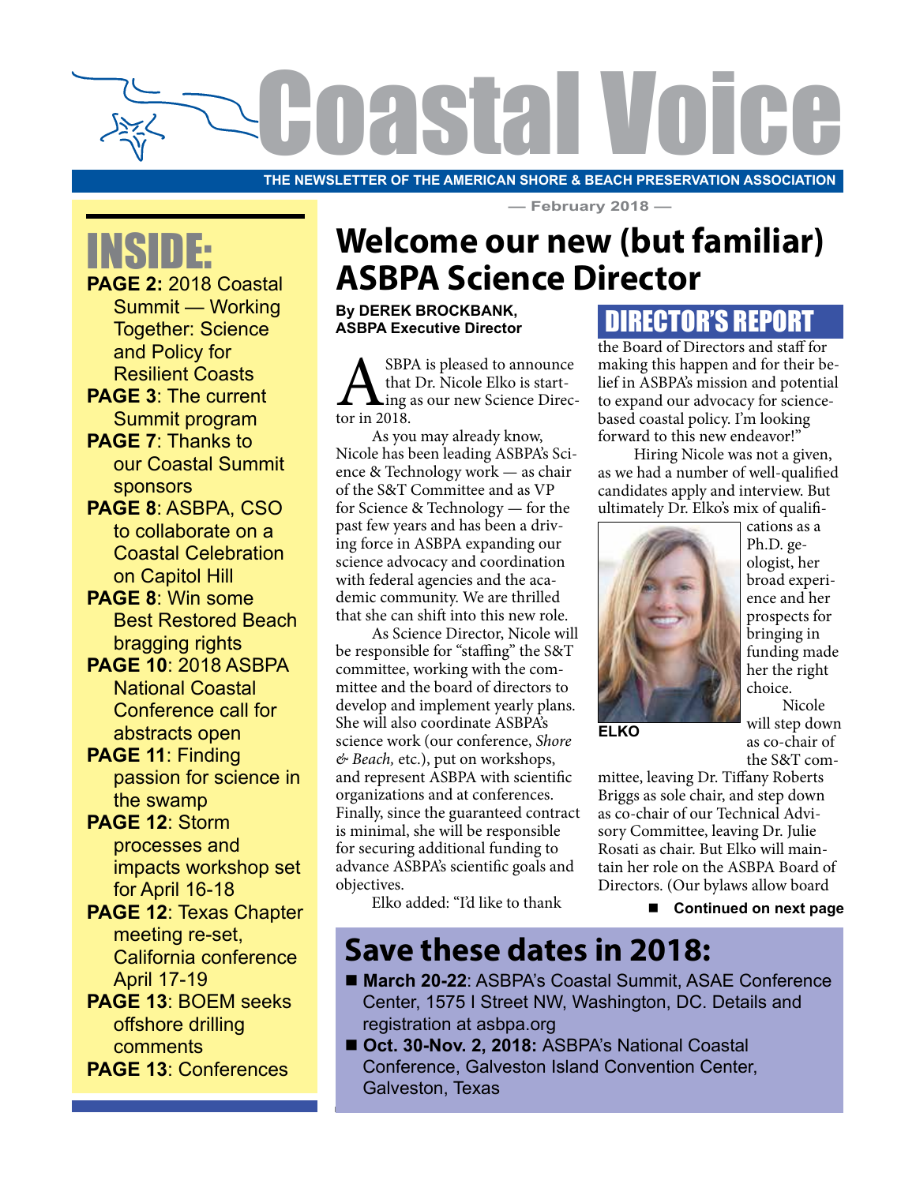# Coastal Voice

THE NEWSLETTER OF THE AMERICAN SHORE & BEACH PRESERVATION ASSOCIATION

— February 2018 —

## INSIDE:

- **PAGE 2:** 2018 Coastal Summit — Working Together: Science and Policy for Resilient Coasts
- **PAGE 3**: The current Summit program
- **PAGE 7**: Thanks to our Coastal Summit sponsors
- **PAGE 8**: ASBPA, CSO to collaborate on a Coastal Celebration on Capitol Hill
- **PAGE 8**: Win some Best Restored Beach bragging rights
- **PAGE 10**: 2018 ASBPA National Coastal Conference call for abstracts open
- **PAGE 11**: Finding passion for science in the swamp
- **PAGE 12**: Storm processes and impacts workshop set for April 16-18
- **PAGE 12**: Texas Chapter meeting re-set, California conference April 17-19
- **PAGE 13**: BOEM seeks offshore drilling comments
- **PAGE 13**: Conferences

# Welcome our new (but familiar) ASBPA Science Director

**By DEREK BROCKBANK, ASBPA Executive Director**

## DIRECTOR'S REPORT

ASBPA is pleased to announce that Dr. Nicole Elko is starting as our new Science Director in 2018.

As you may already know, Nicole has been leading ASBPA's Science & Technology work — as chair of the S&T Committee and as VP for Science & Technology — for the past few years and has been a driving force in ASBPA expanding our science advocacy and coordination with federal agencies and the academic community. We are thrilled that she can shift into this new role.

As Science Director, Nicole will be responsible for "staffing" the S&T committee, working with the committee and the board of directors to develop and implement yearly plans. She will also coordinate ASBPA's science work (our conference, *Shore & Beach,* etc.), put on workshops, and represent ASBPA with scientific organizations and at conferences. Finally, since the guaranteed contract is minimal, she will be responsible for securing additional funding to advance ASBPA's scientific goals and objectives.

Elko added: "I'd like to thank the Board of Directors and staff for making this happen and for their belief in ASBPA's mission and potential to expand our advocacy for science-based coastal policy. I'm looking forward to this new endeavor!"

Hiring Nicole was not a given, as we had a number of well-qualified candidates apply and interview. But ultimately Dr. Elko's mix of qualifications as a Ph.D. geologist, her broad experience and her prospects for bringing in funding made her the right choice.

ELKO

Nicole will step down as co-chair of the S&T committee, leaving Dr. Tiffany Roberts Briggs as sole chair, and step down as co-chair of our Technical Advisory Committee, leaving Dr. Julie Rosati as chair. But Elko will maintain her role on the ASBPA Board of Directors. (Our bylaws allow board

■ **Continued on next page**

## Save these dates in 2018:

- **March 20-22**: ASBPA's Coastal Summit, ASAE Conference Center, 1575 I Street NW, Washington, DC. Details and registration at asbpa.org
- **Oct. 30-Nov. 2, 2018:** ASBPA's National Coastal Conference, Galveston Island Convention Center, Galveston, Texas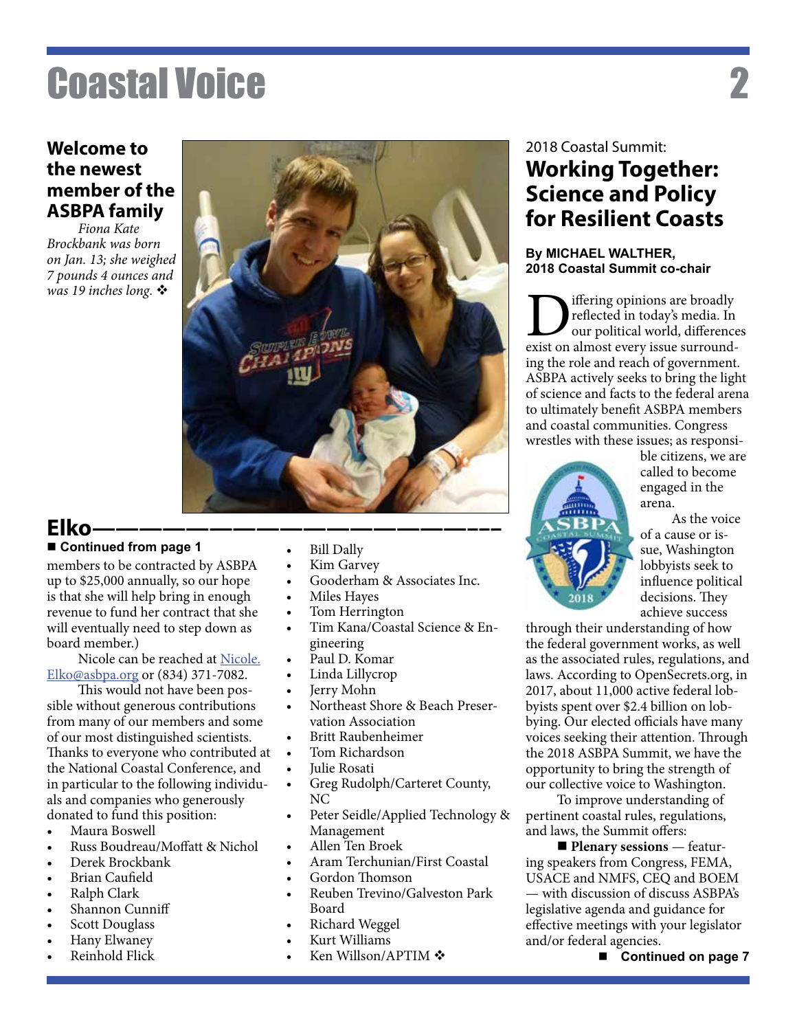## Welcome to the newest member of the ASBPA family

*Fiona Kate Brockbank was born on Jan. 13; she weighed 7 pounds 4 ounces and was 19 inches long.* ❖

## Elko

■ **Continued from page 1**

members to be contracted by ASBPA up to $25,000 annually, so our hope is that she will help bring in enough revenue to fund her contract that she will eventually need to step down as board member.)

Nicole can be reached at [Nicole.Elko@asbpa.org](mailto:Nicole.Elko@asbpa.org) or (834) 371-7082.

This would not have been possible without generous contributions from many of our members and some of our most distinguished scientists. Thanks to everyone who contributed at the National Coastal Conference, and in particular to the following individuals and companies who generously donated to fund this position:

- Maura Boswell
- Russ Boudreau/Moffatt & Nichol
- Derek Brockbank
- Brian Caufield
- Ralph Clark
- Shannon Cunniff
- Scott Douglass
- Hany Elwaney
- Reinhold Flick
- Bill Dally
- Kim Garvey
- Gooderham & Associates Inc.
- Miles Hayes
- Tom Herrington
- Tim Kana/Coastal Science & Engineering
- Paul D. Komar
- Linda Lillycrop
- Jerry Mohn
- Northeast Shore & Beach Preservation Association
- Britt Raubenheimer
- Tom Richardson
- Julie Rosati
- Greg Rudolph/Carteret County, NC
- Peter Seidle/Applied Technology & Management
- Allen Ten Broek
- Aram Terchunian/First Coastal
- Gordon Thomson
- Reuben Trevino/Galveston Park Board
- Richard Weggel
- Kurt Williams
- Ken Willson/APTIM ❖

2018 Coastal Summit:

## Working Together: Science and Policy for Resilient Coasts

**By MICHAEL WALTHER, 2018 Coastal Summit co-chair**

Differing opinions are broadly reflected in today's media. In our political world, differences exist on almost every issue surrounding the role and reach of government. ASBPA actively seeks to bring the light of science and facts to the federal arena to ultimately benefit ASBPA members and coastal communities. Congress wrestles with these issues; as responsible citizens, we are called to become engaged in the arena.

As the voice of a cause or issue, Washington lobbyists seek to influence political decisions. They achieve success through their understanding of how the federal government works, as well as the associated rules, regulations, and laws. According to OpenSecrets.org, in 2017, about 11,000 active federal lobbyists spent over $2.4 billion on lobbying. Our elected officials have many voices seeking their attention. Through the 2018 ASBPA Summit, we have the opportunity to bring the strength of our collective voice to Washington.

To improve understanding of pertinent coastal rules, regulations, and laws, the Summit offers:

■ **Plenary sessions** — featuring speakers from Congress, FEMA, USACE and NMFS, CEQ and BOEM — with discussion of discuss ASBPA's legislative agenda and guidance for effective meetings with your legislator and/or federal agencies.

■ **Continued on page 7**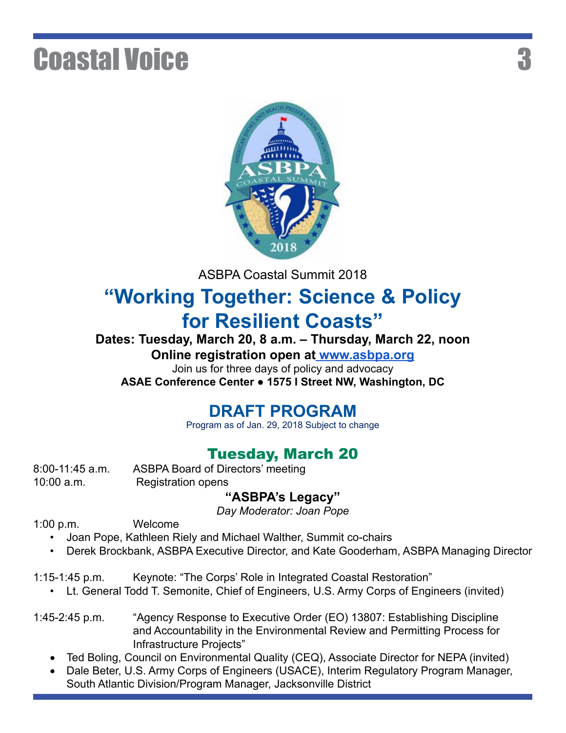ASBPA Coastal Summit 2018

# "Working Together: Science & Policy for Resilient Coasts"

**Dates: Tuesday, March 20, 8 a.m. – Thursday, March 22, noon**

**Online registration open at [www.asbpa.org](http://www.asbpa.org)**

Join us for three days of policy and advocacy

**ASAE Conference Center ● 1575 I Street NW, Washington, DC**

## DRAFT PROGRAM

Program as of Jan. 29, 2018 Subject to change

### Tuesday, March 20

8:00-11:45 a.m. ASBPA Board of Directors' meeting

10:00 a.m. Registration opens

**"ASBPA's Legacy"**

*Day Moderator: Joan Pope*

1:00 p.m. Welcome

- Joan Pope, Kathleen Riely and Michael Walther, Summit co-chairs
- Derek Brockbank, ASBPA Executive Director, and Kate Gooderham, ASBPA Managing Director

1:15-1:45 p.m. Keynote: "The Corps' Role in Integrated Coastal Restoration"

- Lt. General Todd T. Semonite, Chief of Engineers, U.S. Army Corps of Engineers (invited)

1:45-2:45 p.m. "Agency Response to Executive Order (EO) 13807: Establishing Discipline and Accountability in the Environmental Review and Permitting Process for Infrastructure Projects"

- Ted Boling, Council on Environmental Quality (CEQ), Associate Director for NEPA (invited)
- Dale Beter, U.S. Army Corps of Engineers (USACE), Interim Regulatory Program Manager, South Atlantic Division/Program Manager, Jacksonville District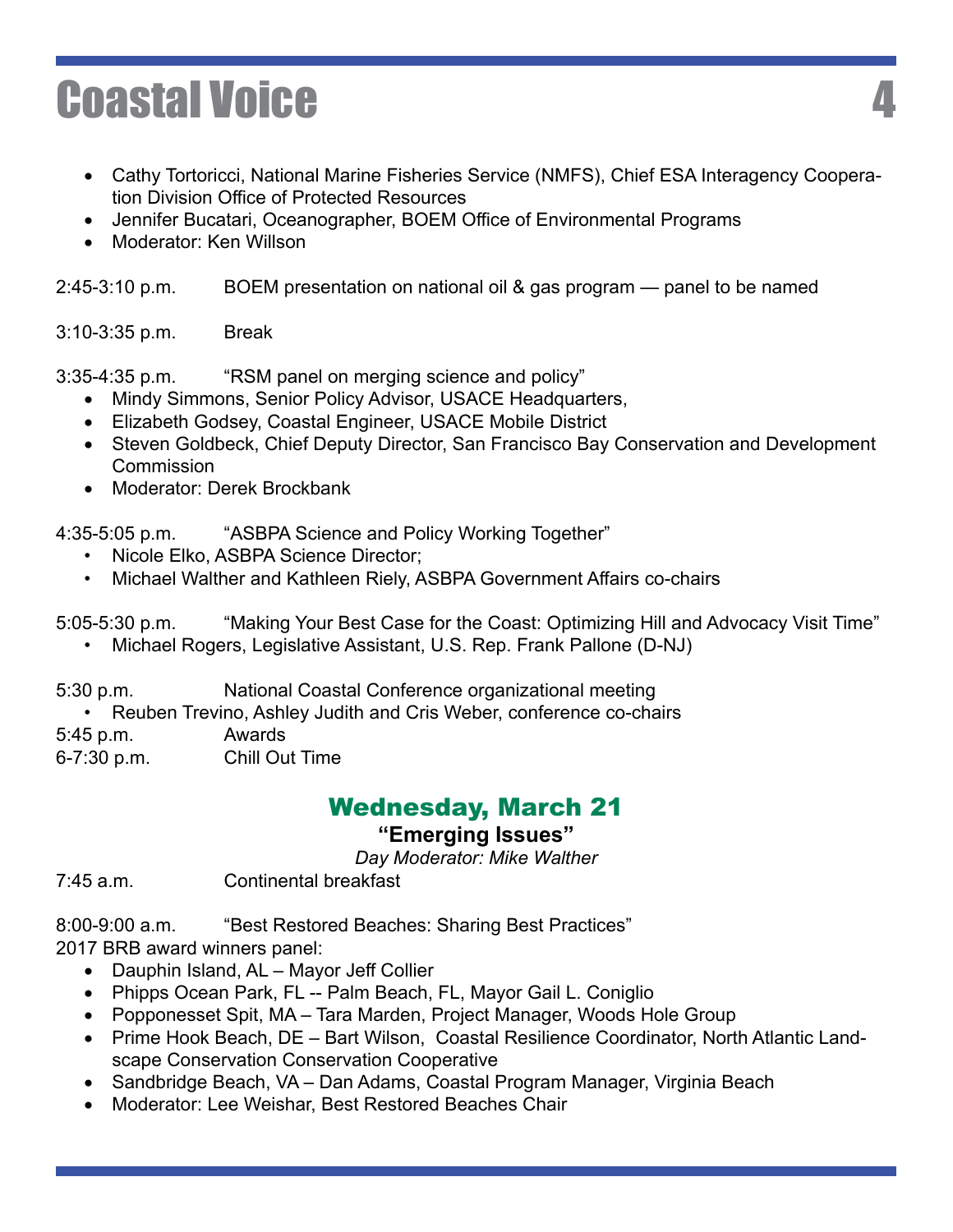- Cathy Tortoricci, National Marine Fisheries Service (NMFS), Chief ESA Interagency Cooperation Division Office of Protected Resources
- Jennifer Bucatari, Oceanographer, BOEM Office of Environmental Programs
- Moderator: Ken Willson

2:45-3:10 p.m. BOEM presentation on national oil & gas program — panel to be named

3:10-3:35 p.m. Break

3:35-4:35 p.m. "RSM panel on merging science and policy"

- Mindy Simmons, Senior Policy Advisor, USACE Headquarters,
- Elizabeth Godsey, Coastal Engineer, USACE Mobile District
- Steven Goldbeck, Chief Deputy Director, San Francisco Bay Conservation and Development Commission
- Moderator: Derek Brockbank

4:35-5:05 p.m. "ASBPA Science and Policy Working Together"

- Nicole Elko, ASBPA Science Director;
- Michael Walther and Kathleen Riely, ASBPA Government Affairs co-chairs

5:05-5:30 p.m. "Making Your Best Case for the Coast: Optimizing Hill and Advocacy Visit Time"

- Michael Rogers, Legislative Assistant, U.S. Rep. Frank Pallone (D-NJ)

5:30 p.m. National Coastal Conference organizational meeting

- Reuben Trevino, Ashley Judith and Cris Weber, conference co-chairs

5:45 p.m. Awards

6-7:30 p.m. Chill Out Time

## Wednesday, March 21

### "Emerging Issues"

*Day Moderator: Mike Walther*

7:45 a.m. Continental breakfast

8:00-9:00 a.m. "Best Restored Beaches: Sharing Best Practices"

2017 BRB award winners panel:

- Dauphin Island, AL – Mayor Jeff Collier
- Phipps Ocean Park, FL -- Palm Beach, FL, Mayor Gail L. Coniglio
- Popponesset Spit, MA – Tara Marden, Project Manager, Woods Hole Group
- Prime Hook Beach, DE – Bart Wilson, Coastal Resilience Coordinator, North Atlantic Landscape Conservation Conservation Cooperative
- Sandbridge Beach, VA – Dan Adams, Coastal Program Manager, Virginia Beach
- Moderator: Lee Weishar, Best Restored Beaches Chair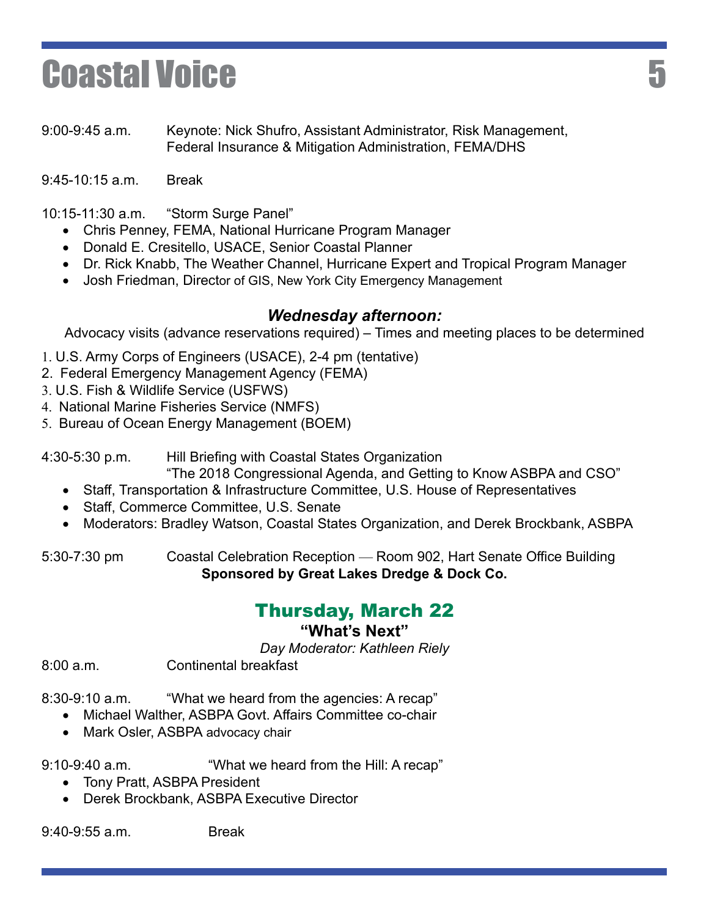9:00-9:45 a.m. Keynote: Nick Shufro, Assistant Administrator, Risk Management, Federal Insurance & Mitigation Administration, FEMA/DHS

9:45-10:15 a.m. Break

10:15-11:30 a.m. "Storm Surge Panel"

- Chris Penney, FEMA, National Hurricane Program Manager
- Donald E. Cresitello, USACE, Senior Coastal Planner
- Dr. Rick Knabb, The Weather Channel, Hurricane Expert and Tropical Program Manager
- Josh Friedman, Director of GIS, New York City Emergency Management

### *Wednesday afternoon:*

Advocacy visits (advance reservations required) – Times and meeting places to be determined

1. U.S. Army Corps of Engineers (USACE), 2-4 pm (tentative)
2. Federal Emergency Management Agency (FEMA)
3. U.S. Fish & Wildlife Service (USFWS)
4. National Marine Fisheries Service (NMFS)
5. Bureau of Ocean Energy Management (BOEM)

4:30-5:30 p.m. Hill Briefing with Coastal States Organization
"The 2018 Congressional Agenda, and Getting to Know ASBPA and CSO"

- Staff, Transportation & Infrastructure Committee, U.S. House of Representatives
- Staff, Commerce Committee, U.S. Senate
- Moderators: Bradley Watson, Coastal States Organization, and Derek Brockbank, ASBPA

5:30-7:30 pm Coastal Celebration Reception — Room 902, Hart Senate Office Building
**Sponsored by Great Lakes Dredge & Dock Co.**

## Thursday, March 22

### "What's Next"

*Day Moderator: Kathleen Riely*

8:00 a.m. Continental breakfast

8:30-9:10 a.m. "What we heard from the agencies: A recap"

- Michael Walther, ASBPA Govt. Affairs Committee co-chair
- Mark Osler, ASBPA advocacy chair

9:10-9:40 a.m. "What we heard from the Hill: A recap"

- Tony Pratt, ASBPA President
- Derek Brockbank, ASBPA Executive Director

9:40-9:55 a.m. Break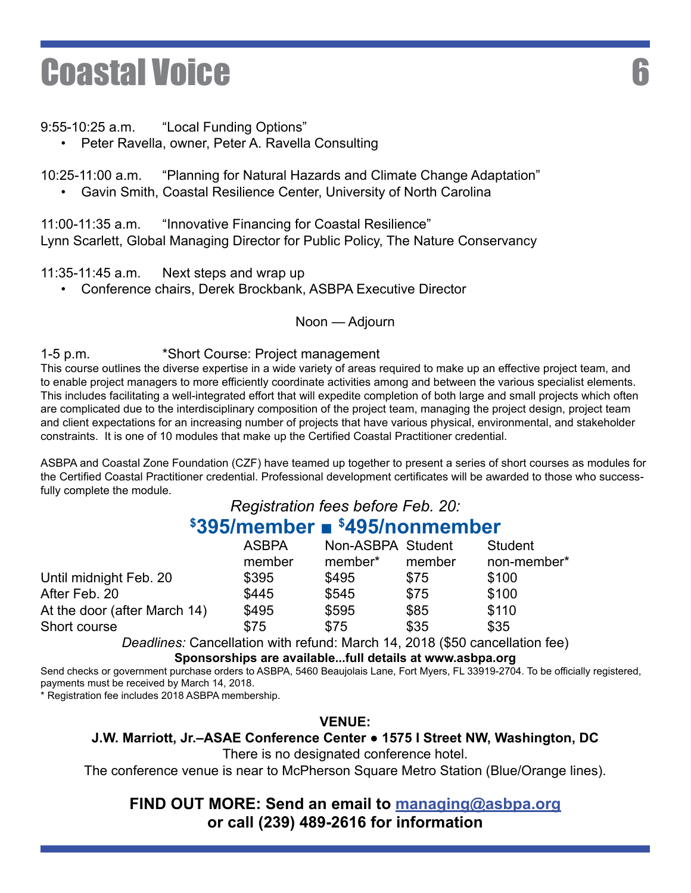9:55-10:25 a.m. "Local Funding Options"

- Peter Ravella, owner, Peter A. Ravella Consulting

10:25-11:00 a.m. "Planning for Natural Hazards and Climate Change Adaptation"

- Gavin Smith, Coastal Resilience Center, University of North Carolina

11:00-11:35 a.m. "Innovative Financing for Coastal Resilience"
Lynn Scarlett, Global Managing Director for Public Policy, The Nature Conservancy

11:35-11:45 a.m. Next steps and wrap up

- Conference chairs, Derek Brockbank, ASBPA Executive Director

Noon — Adjourn

1-5 p.m. *Short Course: Project management

This course outlines the diverse expertise in a wide variety of areas required to make up an effective project team, and to enable project managers to more efficiently coordinate activities among and between the various specialist elements. This includes facilitating a well-integrated effort that will expedite completion of both large and small projects which often are complicated due to the interdisciplinary composition of the project team, managing the project design, project team and client expectations for an increasing number of projects that have various physical, environmental, and stakeholder constraints. It is one of 10 modules that make up the Certified Coastal Practitioner credential.

ASBPA and Coastal Zone Foundation (CZF) have teamed up together to present a series of short courses as modules for the Certified Coastal Practitioner credential. Professional development certificates will be awarded to those who successfully complete the module.

*Registration fees before Feb. 20:*

**$395/member ■ $495/nonmember**

| | ASBPA member | Non-ASBPA member* | Student member | Student non-member* |
|---|---|---|---|---|
| Until midnight Feb. 20 | $395 | $495 | $75 | $100 |
| After Feb. 20 | $445 | $545 | $75 | $100 |
| At the door (after March 14) | $495 | $595 | $85 | $110 |
| Short course | $75 | $75 | $35 | $35 |

*Deadlines:* Cancellation with refund: March 14, 2018 ($50 cancellation fee)

**Sponsorships are available...full details at www.asbpa.org**

Send checks or government purchase orders to ASBPA, 5460 Beaujolais Lane, Fort Myers, FL 33919-2704. To be officially registered, payments must be received by March 14, 2018.

* Registration fee includes 2018 ASBPA membership.

**VENUE:**

**J.W. Marriott, Jr.–ASAE Conference Center ● 1575 I Street NW, Washington, DC**

There is no designated conference hotel.

The conference venue is near to McPherson Square Metro Station (Blue/Orange lines).

**FIND OUT MORE: Send an email to managing@asbpa.org or call (239) 489-2616 for information**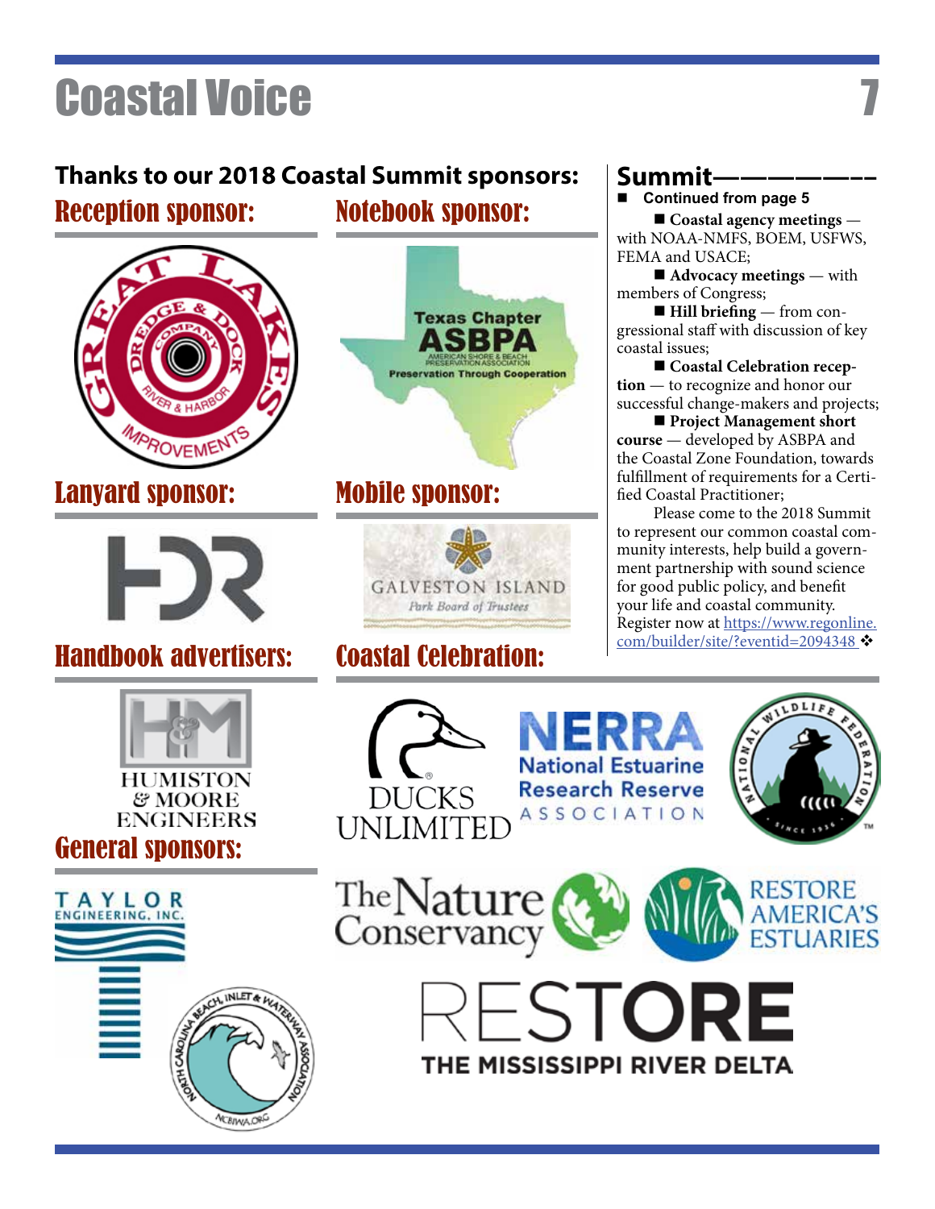## Thanks to our 2018 Coastal Summit sponsors:

### Reception sponsor:

GREAT LAKES DREDGE & DOCK COMPANY RIVER & HARBOR IMPROVEMENTS

### Notebook sponsor:

Texas Chapter ASBPA AMERICAN SHORE & BEACH PRESERVATION ASSOCIATION Preservation Through Cooperation

### Lanyard sponsor:

HDR

### Mobile sponsor:

GALVESTON ISLAND Park Board of Trustees

### Handbook advertisers:

HUMISTON & MOORE ENGINEERS

### General sponsors:

TAYLOR ENGINEERING, INC.

NORTH CAROLINA BEACH, INLET & WATERWAY ASSOCIATION NCBIWA.ORG

### Coastal Celebration:

DUCKS UNLIMITED

NERRA National Estuarine Research Reserve ASSOCIATION

NATIONAL WILDLIFE FEDERATION SINCE 1936

The Nature Conservancy

RESTORE AMERICA'S ESTUARIES

RESTORE THE MISSISSIPPI RIVER DELTA

## Summit

■ Continued from page 5

■ **Coastal agency meetings** — with NOAA-NMFS, BOEM, USFWS, FEMA and USACE;

■ **Advocacy meetings** — with members of Congress;

■ **Hill briefing** — from congressional staff with discussion of key coastal issues;

■ **Coastal Celebration reception** — to recognize and honor our successful change-makers and projects;

■ **Project Management short course** — developed by ASBPA and the Coastal Zone Foundation, towards fulfillment of requirements for a Certified Coastal Practitioner;

Please come to the 2018 Summit to represent our common coastal community interests, help build a government partnership with sound science for good public policy, and benefit your life and coastal community. Register now at https://www.regonline.com/builder/site/?eventid=2094348 ❖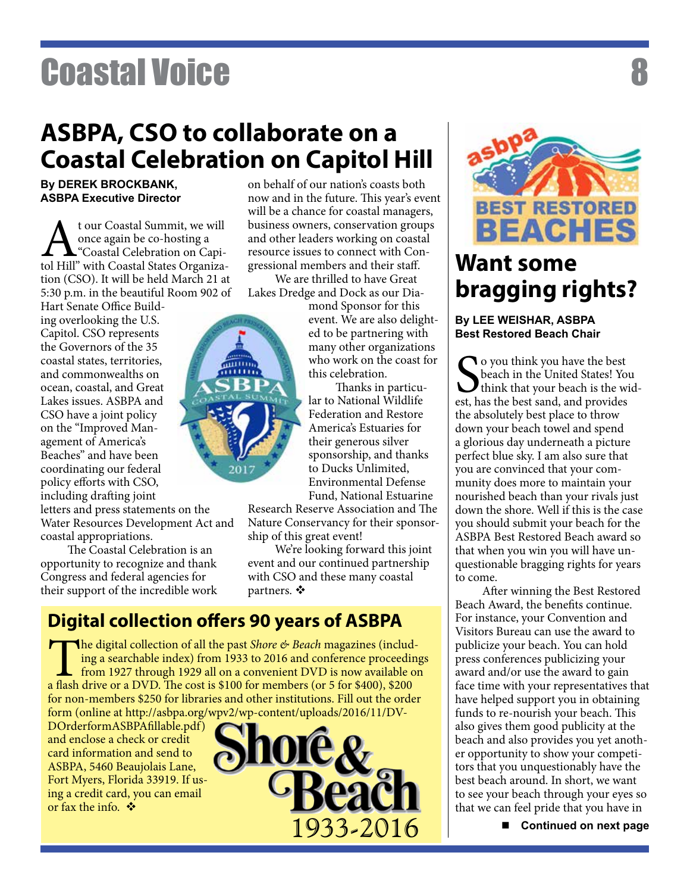## ASBPA, CSO to collaborate on a Coastal Celebration on Capitol Hill

**By DEREK BROCKBANK, ASBPA Executive Director**

At our Coastal Summit, we will once again be co-hosting a "Coastal Celebration on Capitol Hill" with Coastal States Organization (CSO). It will be held March 21 at 5:30 p.m. in the beautiful Room 902 of Hart Senate Office Building overlooking the U.S. Capitol. CSO represents the Governors of the 35 coastal states, territories, and commonwealths on ocean, coastal, and Great Lakes issues. ASBPA and CSO have a joint policy on the "Improved Management of America's Beaches" and have been coordinating our federal policy efforts with CSO, including drafting joint letters and press statements on the Water Resources Development Act and coastal appropriations.

The Coastal Celebration is an opportunity to recognize and thank Congress and federal agencies for their support of the incredible work on behalf of our nation's coasts both now and in the future. This year's event will be a chance for coastal managers, business owners, conservation groups and other leaders working on coastal resource issues to connect with Congressional members and their staff.

We are thrilled to have Great Lakes Dredge and Dock as our Diamond Sponsor for this event. We are also delighted to be partnering with many other organizations who work on the coast for this celebration.

Thanks in particular to National Wildlife Federation and Restore America's Estuaries for their generous silver sponsorship, and thanks to Ducks Unlimited, Environmental Defense Fund, National Estuarine Research Reserve Association and The Nature Conservancy for their sponsorship of this great event!

We're looking forward this joint event and our continued partnership with CSO and these many coastal partners. ❖

## Digital collection offers 90 years of ASBPA

The digital collection of all the past *Shore & Beach* magazines (including a searchable index) from 1933 to 2016 and conference proceedings from 1927 through 1929 all on a convenient DVD is now available on a flash drive or a DVD. The cost is $100 for members (or 5 for $400), $200 for non-members $250 for libraries and other institutions. Fill out the order form (online at http://asbpa.org/wpv2/wp-content/uploads/2016/11/DVDOrderformASBPAfillable.pdf) and enclose a check or credit card information and send to ASBPA, 5460 Beaujolais Lane, Fort Myers, Florida 33919. If using a credit card, you can email or fax the info. ❖

## Want some bragging rights?

**By LEE WEISHAR, ASBPA Best Restored Beach Chair**

So you think you have the best beach in the United States! You think that your beach is the widest, has the best sand, and provides the absolutely best place to throw down your beach towel and spend a glorious day underneath a picture perfect blue sky. I am also sure that you are convinced that your community does more to maintain your nourished beach than your rivals just down the shore. Well if this is the case you should submit your beach for the ASBPA Best Restored Beach award so that when you win you will have unquestionable bragging rights for years to come.

After winning the Best Restored Beach Award, the benefits continue. For instance, your Convention and Visitors Bureau can use the award to publicize your beach. You can hold press conferences publicizing your award and/or use the award to gain face time with your representatives that have helped support you in obtaining funds to re-nourish your beach. This also gives them good publicity at the beach and also provides you yet another opportunity to show your competitors that you unquestionably have the best beach around. In short, we want to see your beach through your eyes so that we can feel pride that you have in

■ **Continued on next page**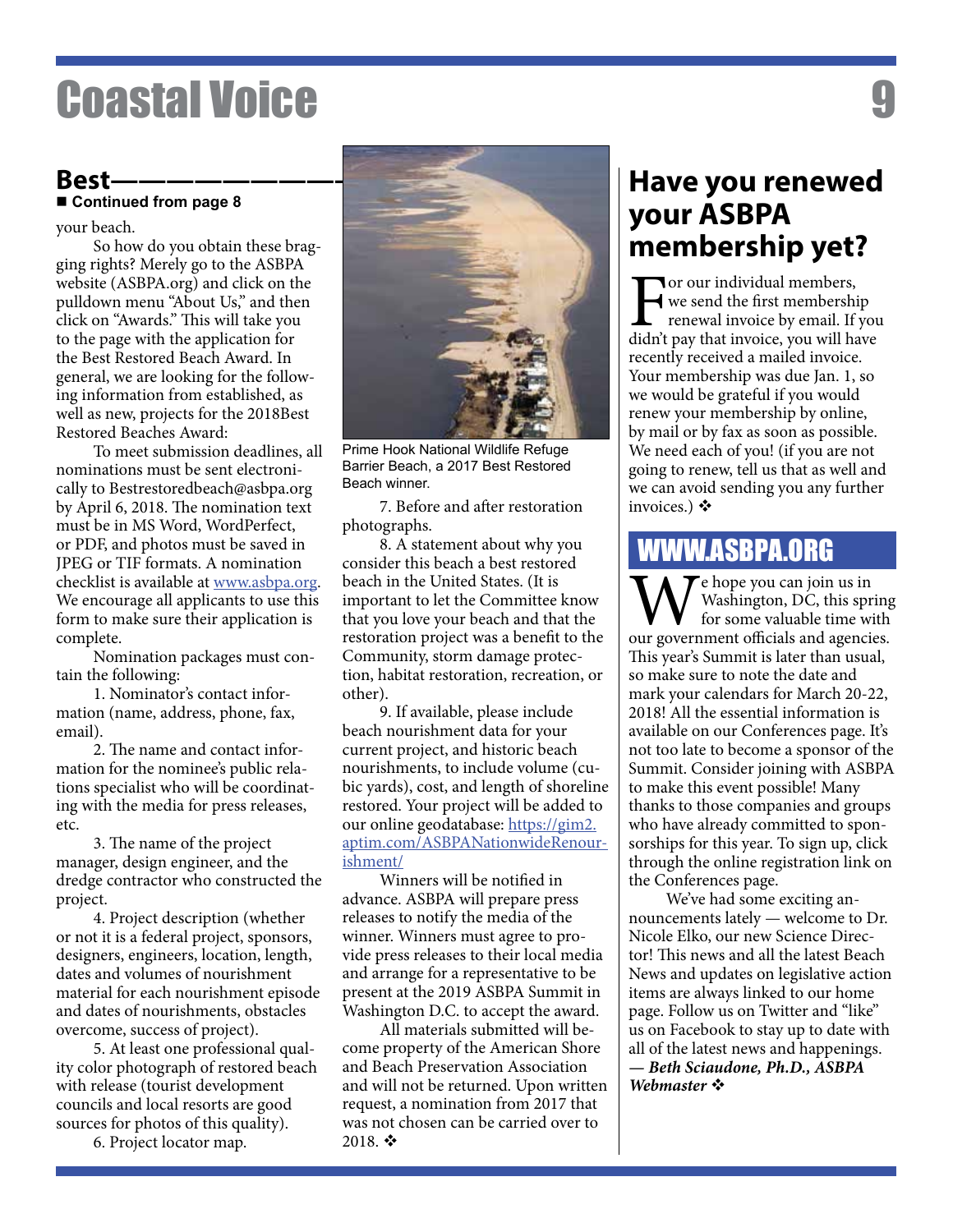## Best

■ **Continued from page 8**

your beach.

So how do you obtain these bragging rights? Merely go to the ASBPA website (ASBPA.org) and click on the pulldown menu "About Us," and then click on "Awards." This will take you to the page with the application for the Best Restored Beach Award. In general, we are looking for the following information from established, as well as new, projects for the 2018Best Restored Beaches Award:

To meet submission deadlines, all nominations must be sent electronically to Bestrestoredbeach@asbpa.org by April 6, 2018. The nomination text must be in MS Word, WordPerfect, or PDF, and photos must be saved in JPEG or TIF formats. A nomination checklist is available at www.asbpa.org. We encourage all applicants to use this form to make sure their application is complete.

Nomination packages must contain the following:

1. Nominator's contact information (name, address, phone, fax, email).
2. The name and contact information for the nominee's public relations specialist who will be coordinating with the media for press releases, etc.
3. The name of the project manager, design engineer, and the dredge contractor who constructed the project.
4. Project description (whether or not it is a federal project, sponsors, designers, engineers, location, length, dates and volumes of nourishment material for each nourishment episode and dates of nourishments, obstacles overcome, success of project).
5. At least one professional quality color photograph of restored beach with release (tourist development councils and local resorts are good sources for photos of this quality).
6. Project locator map.

Prime Hook National Wildlife Refuge Barrier Beach, a 2017 Best Restored Beach winner.

7. Before and after restoration photographs.
8. A statement about why you consider this beach a best restored beach in the United States. (It is important to let the Committee know that you love your beach and that the restoration project was a benefit to the Community, storm damage protection, habitat restoration, recreation, or other).
9. If available, please include beach nourishment data for your current project, and historic beach nourishments, to include volume (cubic yards), cost, and length of shoreline restored. Your project will be added to our online geodatabase: https://gim2.aptim.com/ASBPANationwideRenourishment/

Winners will be notified in advance. ASBPA will prepare press releases to notify the media of the winner. Winners must agree to provide press releases to their local media and arrange for a representative to be present at the 2019 ASBPA Summit in Washington D.C. to accept the award.

All materials submitted will become property of the American Shore and Beach Preservation Association and will not be returned. Upon written request, a nomination from 2017 that was not chosen can be carried over to 2018. ❖

## Have you renewed your ASBPA membership yet?

For our individual members, we send the first membership renewal invoice by email. If you didn't pay that invoice, you will have recently received a mailed invoice. Your membership was due Jan. 1, so we would be grateful if you would renew your membership by online, by mail or by fax as soon as possible. We need each of you! (if you are not going to renew, tell us that as well and we can avoid sending you any further invoices.) ❖

## WWW.ASBPA.ORG

We hope you can join us in Washington, DC, this spring for some valuable time with our government officials and agencies. This year's Summit is later than usual, so make sure to note the date and mark your calendars for March 20-22, 2018! All the essential information is available on our Conferences page. It's not too late to become a sponsor of the Summit. Consider joining with ASBPA to make this event possible! Many thanks to those companies and groups who have already committed to sponsorships for this year. To sign up, click through the online registration link on the Conferences page.

We've had some exciting announcements lately — welcome to Dr. Nicole Elko, our new Science Director! This news and all the latest Beach News and updates on legislative action items are always linked to our home page. Follow us on Twitter and "like" us on Facebook to stay up to date with all of the latest news and happenings. ***— Beth Sciaudone, Ph.D., ASBPA Webmaster*** ❖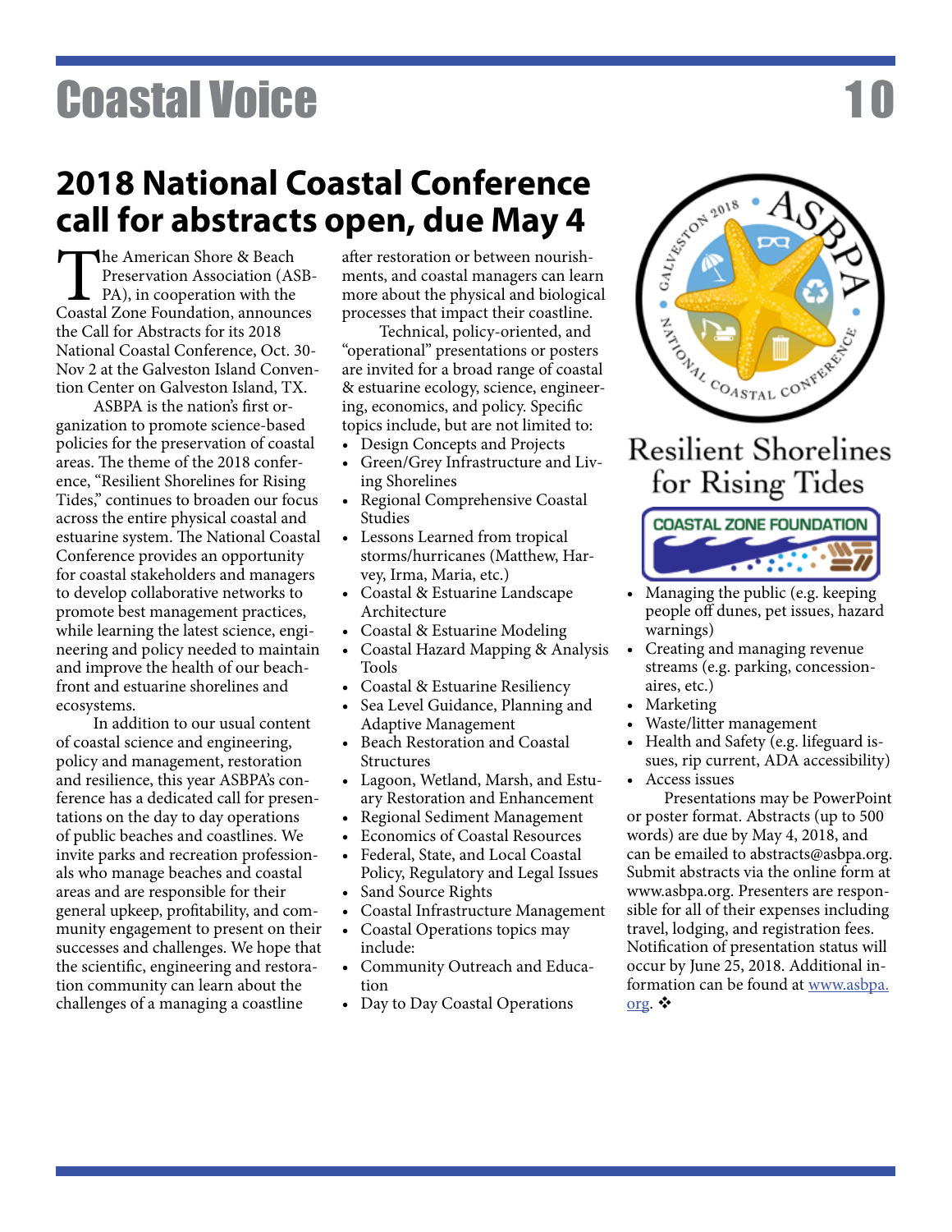# 2018 National Coastal Conference call for abstracts open, due May 4

The American Shore & Beach Preservation Association (ASBPA), in cooperation with the Coastal Zone Foundation, announces the Call for Abstracts for its 2018 National Coastal Conference, Oct. 30-Nov 2 at the Galveston Island Convention Center on Galveston Island, TX.

ASBPA is the nation's first organization to promote science-based policies for the preservation of coastal areas. The theme of the 2018 conference, "Resilient Shorelines for Rising Tides," continues to broaden our focus across the entire physical coastal and estuarine system. The National Coastal Conference provides an opportunity for coastal stakeholders and managers to develop collaborative networks to promote best management practices, while learning the latest science, engineering and policy needed to maintain and improve the health of our beachfront and estuarine shorelines and ecosystems.

In addition to our usual content of coastal science and engineering, policy and management, restoration and resilience, this year ASBPA's conference has a dedicated call for presentations on the day to day operations of public beaches and coastlines. We invite parks and recreation professionals who manage beaches and coastal areas and are responsible for their general upkeep, profitability, and community engagement to present on their successes and challenges. We hope that the scientific, engineering and restoration community can learn about the challenges of a managing a coastline after restoration or between nourishments, and coastal managers can learn more about the physical and biological processes that impact their coastline.

Technical, policy-oriented, and "operational" presentations or posters are invited for a broad range of coastal & estuarine ecology, science, engineering, economics, and policy. Specific topics include, but are not limited to:

- Design Concepts and Projects
- Green/Grey Infrastructure and Living Shorelines
- Regional Comprehensive Coastal Studies
- Lessons Learned from tropical storms/hurricanes (Matthew, Harvey, Irma, Maria, etc.)
- Coastal & Estuarine Landscape Architecture
- Coastal & Estuarine Modeling
- Coastal Hazard Mapping & Analysis Tools
- Coastal & Estuarine Resiliency
- Sea Level Guidance, Planning and Adaptive Management
- Beach Restoration and Coastal Structures
- Lagoon, Wetland, Marsh, and Estuary Restoration and Enhancement
- Regional Sediment Management
- Economics of Coastal Resources
- Federal, State, and Local Coastal Policy, Regulatory and Legal Issues
- Sand Source Rights
- Coastal Infrastructure Management
- Coastal Operations topics may include:
- Community Outreach and Education
- Day to Day Coastal Operations
- Managing the public (e.g. keeping people off dunes, pet issues, hazard warnings)
- Creating and managing revenue streams (e.g. parking, concessionaires, etc.)
- Marketing
- Waste/litter management
- Health and Safety (e.g. lifeguard issues, rip current, ADA accessibility)
- Access issues

Presentations may be PowerPoint or poster format. Abstracts (up to 500 words) are due by May 4, 2018, and can be emailed to abstracts@asbpa.org. Submit abstracts via the online form at www.asbpa.org. Presenters are responsible for all of their expenses including travel, lodging, and registration fees. Notification of presentation status will occur by June 25, 2018. Additional information can be found at www.asbpa.org. ❖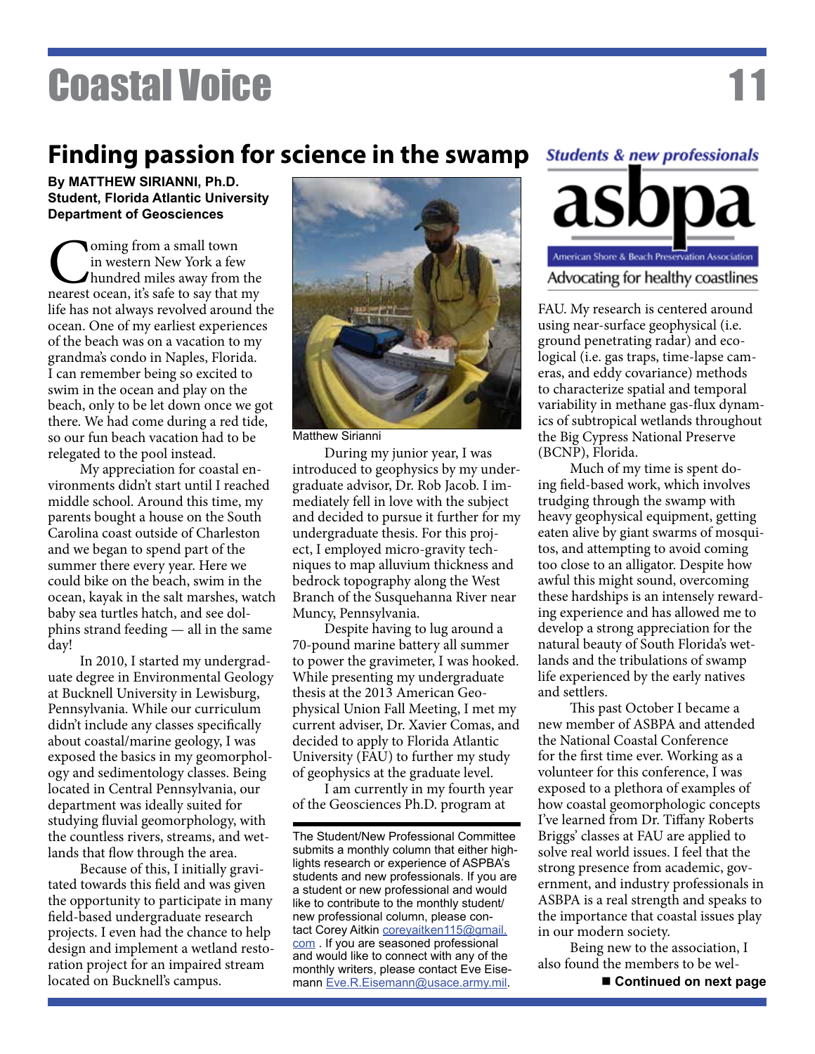# Finding passion for science in the swamp

*Students & new professionals*

asbpa
American Shore & Beach Preservation Association
Advocating for healthy coastlines

**By MATTHEW SIRIANNI, Ph.D. Student, Florida Atlantic University Department of Geosciences**

Coming from a small town in western New York a few hundred miles away from the nearest ocean, it's safe to say that my life has not always revolved around the ocean. One of my earliest experiences of the beach was on a vacation to my grandma's condo in Naples, Florida. I can remember being so excited to swim in the ocean and play on the beach, only to be let down once we got there. We had come during a red tide, so our fun beach vacation had to be relegated to the pool instead.

My appreciation for coastal environments didn't start until I reached middle school. Around this time, my parents bought a house on the South Carolina coast outside of Charleston and we began to spend part of the summer there every year. Here we could bike on the beach, swim in the ocean, kayak in the salt marshes, watch baby sea turtles hatch, and see dolphins strand feeding — all in the same day!

In 2010, I started my undergraduate degree in Environmental Geology at Bucknell University in Lewisburg, Pennsylvania. While our curriculum didn't include any classes specifically about coastal/marine geology, I was exposed the basics in my geomorphology and sedimentology classes. Being located in Central Pennsylvania, our department was ideally suited for studying fluvial geomorphology, with the countless rivers, streams, and wetlands that flow through the area.

Because of this, I initially gravitated towards this field and was given the opportunity to participate in many field-based undergraduate research projects. I even had the chance to help design and implement a wetland restoration project for an impaired stream located on Bucknell's campus.

Matthew Sirianni

During my junior year, I was introduced to geophysics by my undergraduate advisor, Dr. Rob Jacob. I immediately fell in love with the subject and decided to pursue it further for my undergraduate thesis. For this project, I employed micro-gravity techniques to map alluvium thickness and bedrock topography along the West Branch of the Susquehanna River near Muncy, Pennsylvania.

Despite having to lug around a 70-pound marine battery all summer to power the gravimeter, I was hooked. While presenting my undergraduate thesis at the 2013 American Geophysical Union Fall Meeting, I met my current adviser, Dr. Xavier Comas, and decided to apply to Florida Atlantic University (FAU) to further my study of geophysics at the graduate level.

I am currently in my fourth year of the Geosciences Ph.D. program at FAU. My research is centered around using near-surface geophysical (i.e. ground penetrating radar) and ecological (i.e. gas traps, time-lapse cameras, and eddy covariance) methods to characterize spatial and temporal variability in methane gas-flux dynamics of subtropical wetlands throughout the Big Cypress National Preserve (BCNP), Florida.

Much of my time is spent doing field-based work, which involves trudging through the swamp with heavy geophysical equipment, getting eaten alive by giant swarms of mosquitos, and attempting to avoid coming too close to an alligator. Despite how awful this might sound, overcoming these hardships is an intensely rewarding experience and has allowed me to develop a strong appreciation for the natural beauty of South Florida's wetlands and the tribulations of swamp life experienced by the early natives and settlers.

This past October I became a new member of ASBPA and attended the National Coastal Conference for the first time ever. Working as a volunteer for this conference, I was exposed to a plethora of examples of how coastal geomorphologic concepts I've learned from Dr. Tiffany Roberts Briggs' classes at FAU are applied to solve real world issues. I feel that the strong presence from academic, government, and industry professionals in ASBPA is a real strength and speaks to the importance that coastal issues play in our modern society.

Being new to the association, I also found the members to be wel-

■ **Continued on next page**

---

The Student/New Professional Committee submits a monthly column that either highlights research or experience of ASPBA's students and new professionals. If you are a student or new professional and would like to contribute to the monthly student/new professional column, please contact Corey Aitkin coreyaitken115@gmail.com . If you are seasoned professional and would like to connect with any of the monthly writers, please contact Eve Eisemann Eve.R.Eisemann@usace.army.mil.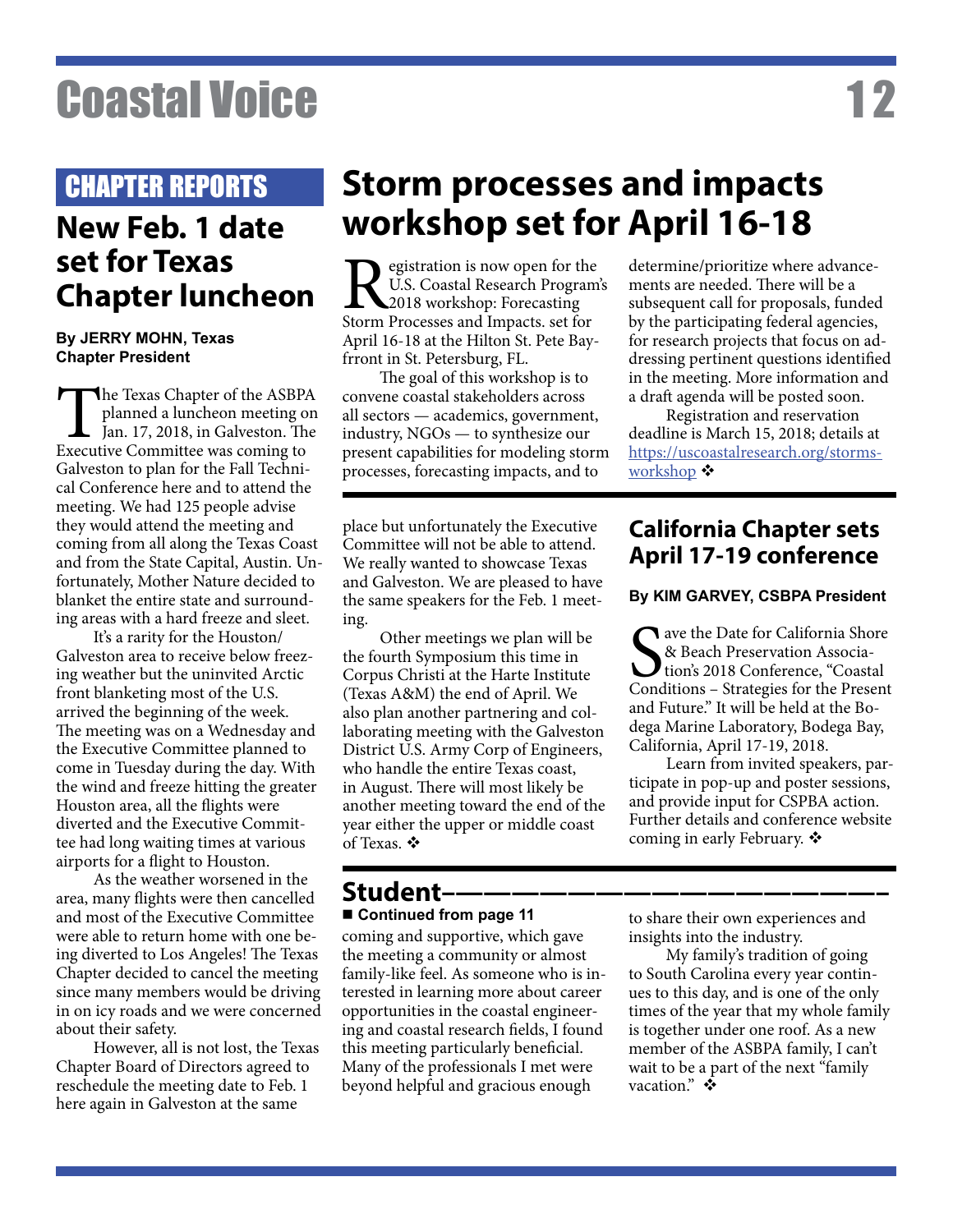## CHAPTER REPORTS

# New Feb. 1 date set for Texas Chapter luncheon

**By JERRY MOHN, Texas Chapter President**

The Texas Chapter of the ASBPA planned a luncheon meeting on Jan. 17, 2018, in Galveston. The Executive Committee was coming to Galveston to plan for the Fall Technical Conference here and to attend the meeting. We had 125 people advise they would attend the meeting and coming from all along the Texas Coast and from the State Capital, Austin. Unfortunately, Mother Nature decided to blanket the entire state and surrounding areas with a hard freeze and sleet.

It's a rarity for the Houston/Galveston area to receive below freezing weather but the uninvited Arctic front blanketing most of the U.S. arrived the beginning of the week. The meeting was on a Wednesday and the Executive Committee planned to come in Tuesday during the day. With the wind and freeze hitting the greater Houston area, all the flights were diverted and the Executive Committee had long waiting times at various airports for a flight to Houston.

As the weather worsened in the area, many flights were then cancelled and most of the Executive Committee were able to return home with one being diverted to Los Angeles! The Texas Chapter decided to cancel the meeting since many members would be driving in on icy roads and we were concerned about their safety.

However, all is not lost, the Texas Chapter Board of Directors agreed to reschedule the meeting date to Feb. 1 here again in Galveston at the same place but unfortunately the Executive Committee will not be able to attend. We really wanted to showcase Texas and Galveston. We are pleased to have the same speakers for the Feb. 1 meeting.

Other meetings we plan will be the fourth Symposium this time in Corpus Christi at the Harte Institute (Texas A&M) the end of April. We also plan another partnering and collaborating meeting with the Galveston District U.S. Army Corp of Engineers, who handle the entire Texas coast, in August. There will most likely be another meeting toward the end of the year either the upper or middle coast of Texas. ❖

# Storm processes and impacts workshop set for April 16-18

Registration is now open for the U.S. Coastal Research Program's 2018 workshop: Forecasting Storm Processes and Impacts. set for April 16-18 at the Hilton St. Pete Bayfrront in St. Petersburg, FL.

The goal of this workshop is to convene coastal stakeholders across all sectors — academics, government, industry, NGOs — to synthesize our present capabilities for modeling storm processes, forecasting impacts, and to determine/prioritize where advancements are needed. There will be a subsequent call for proposals, funded by the participating federal agencies, for research projects that focus on addressing pertinent questions identified in the meeting. More information and a draft agenda will be posted soon.

Registration and reservation deadline is March 15, 2018; details at https://uscoastalresearch.org/storms-workshop ❖

## California Chapter sets April 17-19 conference

**By KIM GARVEY, CSBPA President**

Save the Date for California Shore & Beach Preservation Association's 2018 Conference, "Coastal Conditions – Strategies for the Present and Future." It will be held at the Bodega Marine Laboratory, Bodega Bay, California, April 17-19, 2018.

Learn from invited speakers, participate in pop-up and poster sessions, and provide input for CSPBA action. Further details and conference website coming in early February. ❖

## Student

**■ Continued from page 11**

coming and supportive, which gave the meeting a community or almost family-like feel. As someone who is interested in learning more about career opportunities in the coastal engineering and coastal research fields, I found this meeting particularly beneficial. Many of the professionals I met were beyond helpful and gracious enough to share their own experiences and insights into the industry.

My family's tradition of going to South Carolina every year continues to this day, and is one of the only times of the year that my whole family is together under one roof. As a new member of the ASBPA family, I can't wait to be a part of the next "family vacation." ❖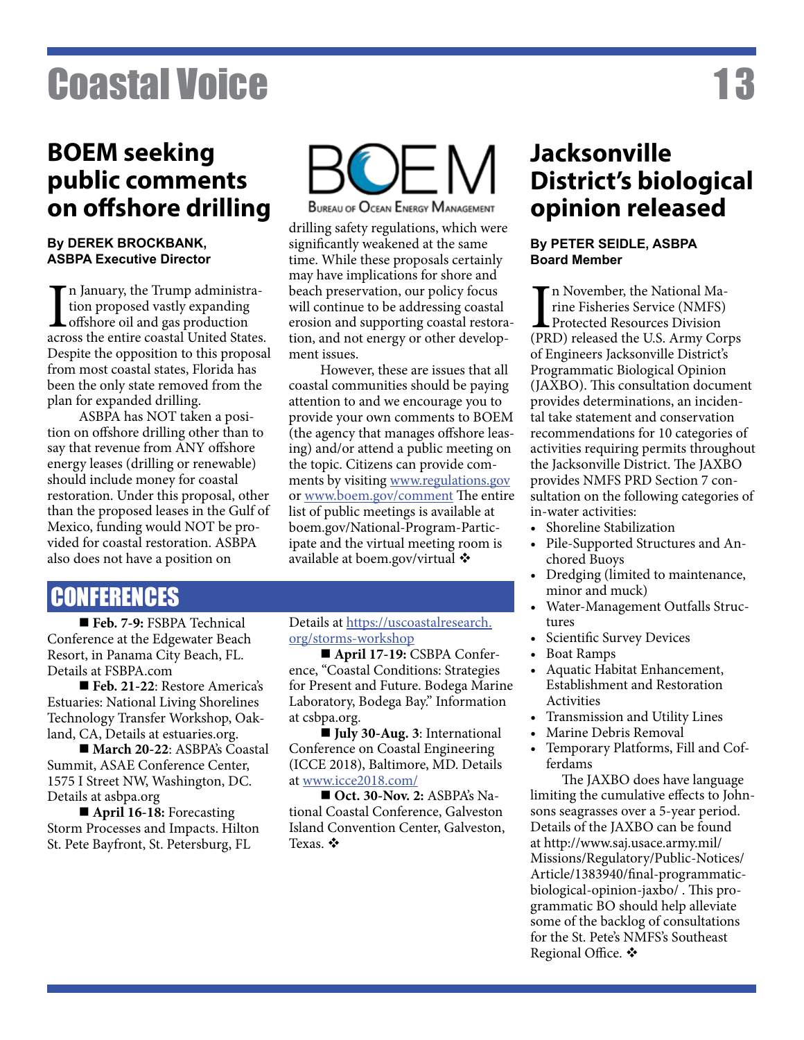## BOEM seeking public comments on offshore drilling

**By DEREK BROCKBANK, ASBPA Executive Director**

In January, the Trump administration proposed vastly expanding offshore oil and gas production across the entire coastal United States. Despite the opposition to this proposal from most coastal states, Florida has been the only state removed from the plan for expanded drilling.

ASBPA has NOT taken a position on offshore drilling other than to say that revenue from ANY offshore energy leases (drilling or renewable) should include money for coastal restoration. Under this proposal, other than the proposed leases in the Gulf of Mexico, funding would NOT be provided for coastal restoration. ASBPA also does not have a position on drilling safety regulations, which were significantly weakened at the same time. While these proposals certainly may have implications for shore and beach preservation, our policy focus will continue to be addressing coastal erosion and supporting coastal restoration, and not energy or other development issues.

However, these are issues that all coastal communities should be paying attention to and we encourage you to provide your own comments to BOEM (the agency that manages offshore leasing) and/or attend a public meeting on the topic. Citizens can provide comments by visiting www.regulations.gov or www.boem.gov/comment The entire list of public meetings is available at boem.gov/National-Program-Participate and the virtual meeting room is available at boem.gov/virtual ❖

## CONFERENCES

■ **Feb. 7-9:** FSBPA Technical Conference at the Edgewater Beach Resort, in Panama City Beach, FL. Details at FSBPA.com

■ **Feb. 21-22**: Restore America's Estuaries: National Living Shorelines Technology Transfer Workshop, Oakland, CA, Details at estuaries.org.

■ **March 20-22**: ASBPA's Coastal Summit, ASAE Conference Center, 1575 I Street NW, Washington, DC. Details at asbpa.org

■ **April 16-18:** Forecasting Storm Processes and Impacts. Hilton St. Pete Bayfront, St. Petersburg, FL Details at https://uscoastalresearch.org/storms-workshop

■ **April 17-19:** CSBPA Conference, "Coastal Conditions: Strategies for Present and Future. Bodega Marine Laboratory, Bodega Bay." Information at csbpa.org.

■ **July 30-Aug. 3**: International Conference on Coastal Engineering (ICCE 2018), Baltimore, MD. Details at www.icce2018.com/

■ **Oct. 30-Nov. 2:** ASBPA's National Coastal Conference, Galveston Island Convention Center, Galveston, Texas. ❖

## Jacksonville District's biological opinion released

**By PETER SEIDLE, ASBPA Board Member**

In November, the National Marine Fisheries Service (NMFS) Protected Resources Division (PRD) released the U.S. Army Corps of Engineers Jacksonville District's Programmatic Biological Opinion (JAXBO). This consultation document provides determinations, an incidental take statement and conservation recommendations for 10 categories of activities requiring permits throughout the Jacksonville District. The JAXBO provides NMFS PRD Section 7 consultation on the following categories of in-water activities:

- Shoreline Stabilization
- Pile-Supported Structures and Anchored Buoys
- Dredging (limited to maintenance, minor and muck)
- Water-Management Outfalls Structures
- Scientific Survey Devices
- Boat Ramps
- Aquatic Habitat Enhancement, Establishment and Restoration Activities
- Transmission and Utility Lines
- Marine Debris Removal
- Temporary Platforms, Fill and Cofferdams

The JAXBO does have language limiting the cumulative effects to Johnsons seagrasses over a 5-year period. Details of the JAXBO can be found at http://www.saj.usace.army.mil/Missions/Regulatory/Public-Notices/Article/1383940/final-programmatic-biological-opinion-jaxbo/ . This programmatic BO should help alleviate some of the backlog of consultations for the St. Pete's NMFS's Southeast Regional Office. ❖